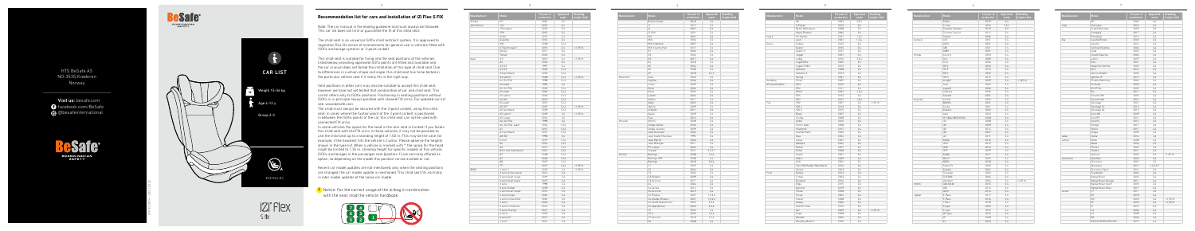HTS BeSafe AS
NO-3535 Krøderen
Norway

Visit us: besafe.com
facebook.com/BeSafe
@besafeinternational

# CAR LIST

Weight 15-36 kg

Age 4-12 y

Group 2-3

ECE R44/04

iZi Flex S fix

## Recommendation list for cars and installation of iZi Flex S FIX

Note: The car manual is the leading guideline and must always be followed. This car list does not limit or guarantee the fit of this child seat.

The child seat is an universal ISOfix child restraint system. It is approved to regulation R44-04 series of amendments for general use in vehicles fitted with ISOfix anchorage systems or 3-point seatbelt.

This child seat is suitable for fixing into the seat positions of the vehicles listed below, providing approved ISOfix points are fitted and available and the car manual does not forbid the installation of this type of child seat. Due to differences in cushion shape and angle this child seat has to be tested in the particular vehicle seat if it really fits in the right way.

Seat positions in other cars may also be suitable to accept this child seat, however we have not yet tested that combination of car and child seat. This car list refers only to ISOfix positions. Positioning in seating positions without ISOfix is in principle always possible with closed FIX arms. For updated car list see: www.besafe.com

The child must always be secured with the 3-point content, using this child seat. In cases where the buckle point of the 3-point content is positioned in between the ISOfix points of the car, this child seat can not be used with connected FIX arms.

In some vehicles the space for the head in the rear seat is limited. If you fasten this child seat with the FIX arms in these vehicles, it may not be possible to use the child seat up to a standing height of 1.50 m. This may be the case, for example, if the headrest hits the vehicle's C-pillar. Please observe the height shown in the type list. When a vehicle is marked with *, the space for the head might be limited to 1,35 m. Standing height for seats to models of this vehicle ISOfix anchorages in the passenger seat (position 1) are mentioned/offered as option, so depending on the model this position can be available or not.

Recently car model updates are not mentioned only when the seating positions are changed, the car model update is mentioned. This child seat fits normally in older model updates of the same car model.

Notice: For the correct usage of the airbag in combination with the child seat read the vehicle handbook.

| Manufacturer | Model | 1st year of production | Approved seats | Standing height ≤135 |
|---|---|---|---|---|